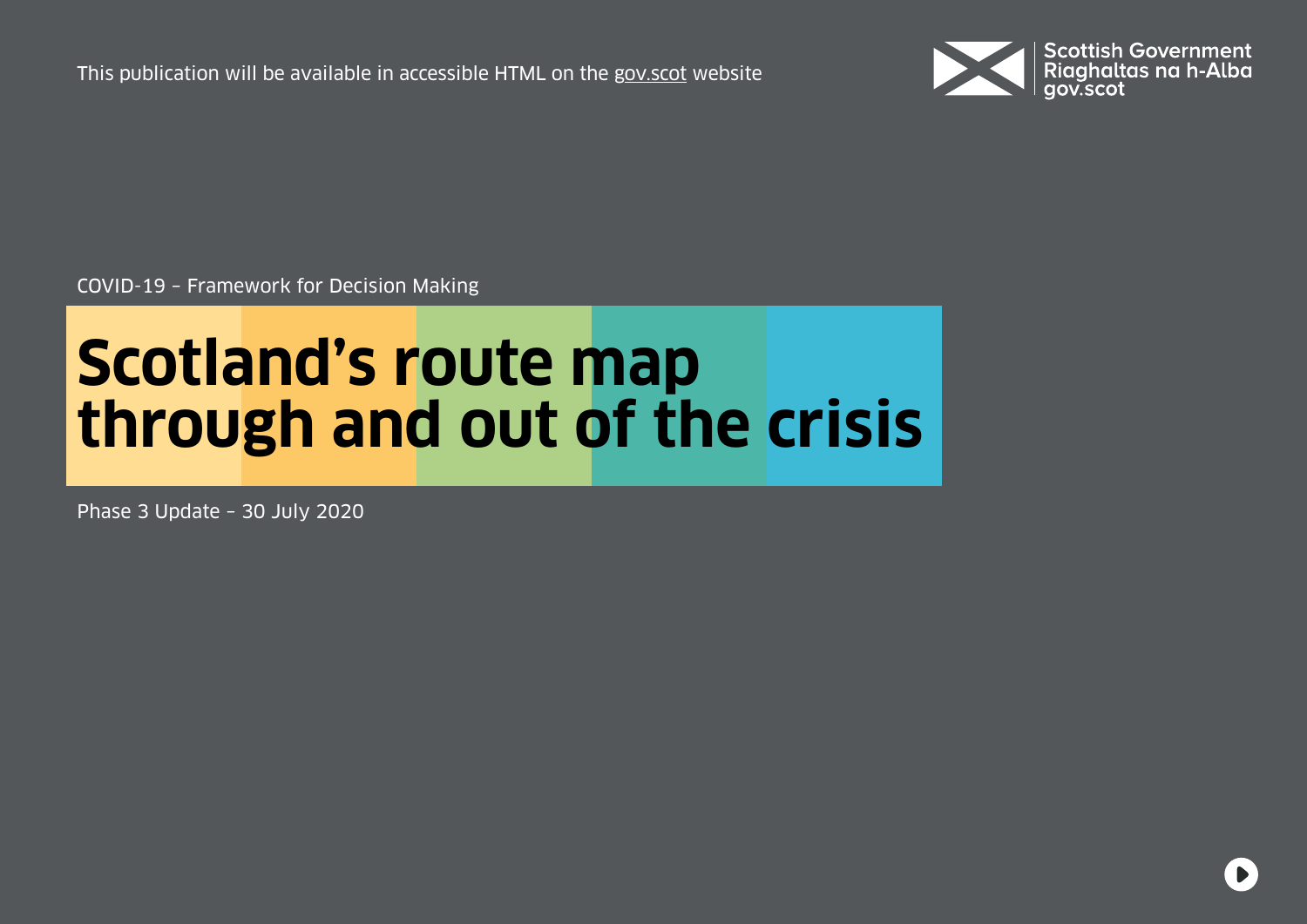This publication will be available in accessible HTML on the gov.scot website

Scottish Government
Riaghaltas na h-Alba
gov.scot

COVID-19 – Framework for Decision Making

# Scotland's route map through and out of the crisis

Phase 3 Update – 30 July 2020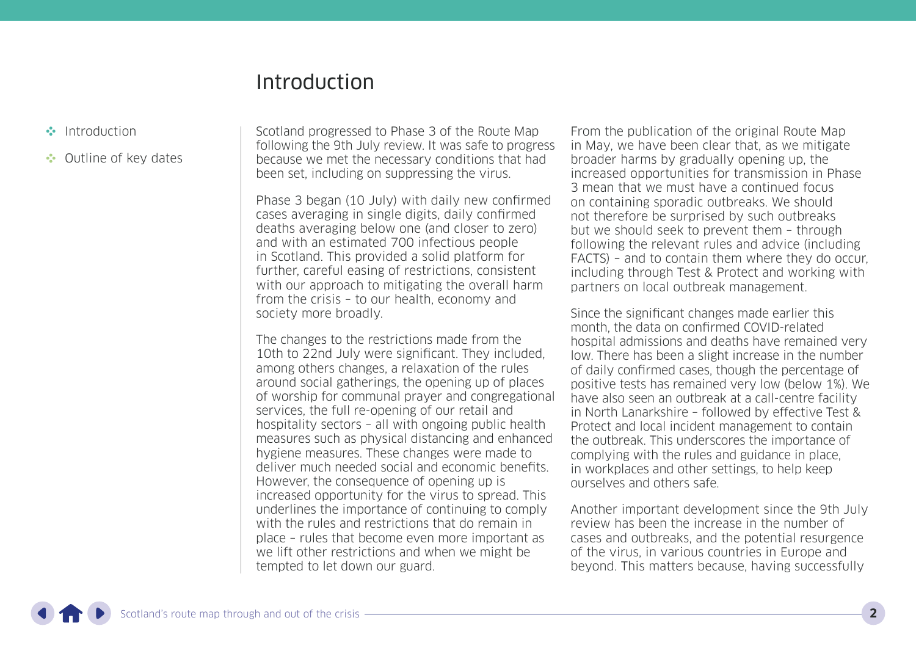# Introduction

Scotland progressed to Phase 3 of the Route Map following the 9th July review. It was safe to progress because we met the necessary conditions that had been set, including on suppressing the virus.

Phase 3 began (10 July) with daily new confirmed cases averaging in single digits, daily confirmed deaths averaging below one (and closer to zero) and with an estimated 700 infectious people in Scotland. This provided a solid platform for further, careful easing of restrictions, consistent with our approach to mitigating the overall harm from the crisis – to our health, economy and society more broadly.

The changes to the restrictions made from the 10th to 22nd July were significant. They included, among others changes, a relaxation of the rules around social gatherings, the opening up of places of worship for communal prayer and congregational services, the full re-opening of our retail and hospitality sectors – all with ongoing public health measures such as physical distancing and enhanced hygiene measures. These changes were made to deliver much needed social and economic benefits. However, the consequence of opening up is increased opportunity for the virus to spread. This underlines the importance of continuing to comply with the rules and restrictions that do remain in place – rules that become even more important as we lift other restrictions and when we might be tempted to let down our guard.

From the publication of the original Route Map in May, we have been clear that, as we mitigate broader harms by gradually opening up, the increased opportunities for transmission in Phase 3 mean that we must have a continued focus on containing sporadic outbreaks. We should not therefore be surprised by such outbreaks but we should seek to prevent them – through following the relevant rules and advice (including FACTS) – and to contain them where they do occur, including through Test & Protect and working with partners on local outbreak management.

Since the significant changes made earlier this month, the data on confirmed COVID-related hospital admissions and deaths have remained very low. There has been a slight increase in the number of daily confirmed cases, though the percentage of positive tests has remained very low (below 1%). We have also seen an outbreak at a call-centre facility in North Lanarkshire – followed by effective Test & Protect and local incident management to contain the outbreak. This underscores the importance of complying with the rules and guidance in place, in workplaces and other settings, to help keep ourselves and others safe.

Another important development since the 9th July review has been the increase in the number of cases and outbreaks, and the potential resurgence of the virus, in various countries in Europe and beyond. This matters because, having successfully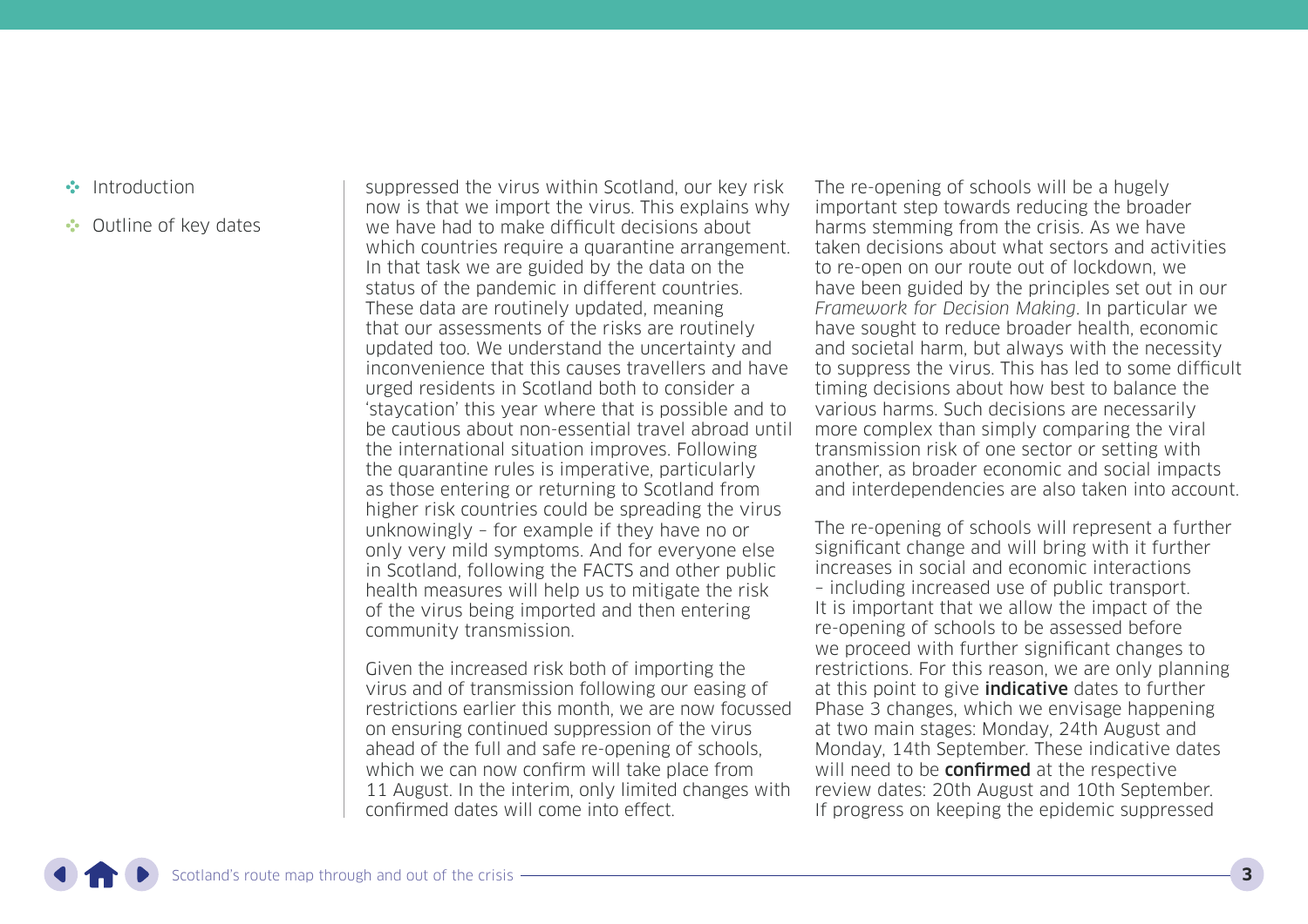suppressed the virus within Scotland, our key risk now is that we import the virus. This explains why we have had to make difficult decisions about which countries require a quarantine arrangement. In that task we are guided by the data on the status of the pandemic in different countries. These data are routinely updated, meaning that our assessments of the risks are routinely updated too. We understand the uncertainty and inconvenience that this causes travellers and have urged residents in Scotland both to consider a 'staycation' this year where that is possible and to be cautious about non-essential travel abroad until the international situation improves. Following the quarantine rules is imperative, particularly as those entering or returning to Scotland from higher risk countries could be spreading the virus unknowingly – for example if they have no or only very mild symptoms. And for everyone else in Scotland, following the FACTS and other public health measures will help us to mitigate the risk of the virus being imported and then entering community transmission.

Given the increased risk both of importing the virus and of transmission following our easing of restrictions earlier this month, we are now focussed on ensuring continued suppression of the virus ahead of the full and safe re-opening of schools, which we can now confirm will take place from 11 August. In the interim, only limited changes with confirmed dates will come into effect.

The re-opening of schools will be a hugely important step towards reducing the broader harms stemming from the crisis. As we have taken decisions about what sectors and activities to re-open on our route out of lockdown, we have been guided by the principles set out in our *Framework for Decision Making*. In particular we have sought to reduce broader health, economic and societal harm, but always with the necessity to suppress the virus. This has led to some difficult timing decisions about how best to balance the various harms. Such decisions are necessarily more complex than simply comparing the viral transmission risk of one sector or setting with another, as broader economic and social impacts and interdependencies are also taken into account.

The re-opening of schools will represent a further significant change and will bring with it further increases in social and economic interactions – including increased use of public transport. It is important that we allow the impact of the re-opening of schools to be assessed before we proceed with further significant changes to restrictions. For this reason, we are only planning at this point to give **indicative** dates to further Phase 3 changes, which we envisage happening at two main stages: Monday, 24th August and Monday, 14th September. These indicative dates will need to be **confirmed** at the respective review dates: 20th August and 10th September. If progress on keeping the epidemic suppressed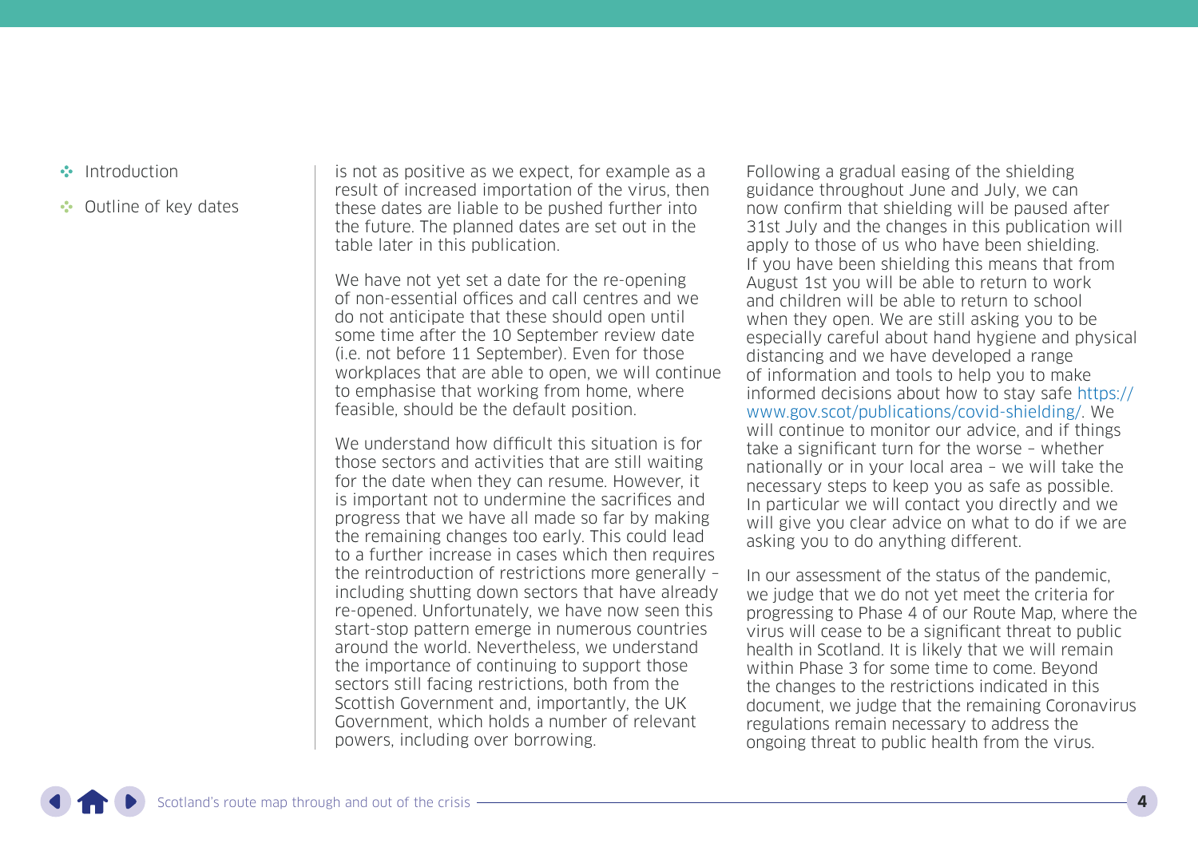is not as positive as we expect, for example as a result of increased importation of the virus, then these dates are liable to be pushed further into the future. The planned dates are set out in the table later in this publication.

We have not yet set a date for the re-opening of non-essential offices and call centres and we do not anticipate that these should open until some time after the 10 September review date (i.e. not before 11 September). Even for those workplaces that are able to open, we will continue to emphasise that working from home, where feasible, should be the default position.

We understand how difficult this situation is for those sectors and activities that are still waiting for the date when they can resume. However, it is important not to undermine the sacrifices and progress that we have all made so far by making the remaining changes too early. This could lead to a further increase in cases which then requires the reintroduction of restrictions more generally – including shutting down sectors that have already re-opened. Unfortunately, we have now seen this start-stop pattern emerge in numerous countries around the world. Nevertheless, we understand the importance of continuing to support those sectors still facing restrictions, both from the Scottish Government and, importantly, the UK Government, which holds a number of relevant powers, including over borrowing.

Following a gradual easing of the shielding guidance throughout June and July, we can now confirm that shielding will be paused after 31st July and the changes in this publication will apply to those of us who have been shielding. If you have been shielding this means that from August 1st you will be able to return to work and children will be able to return to school when they open. We are still asking you to be especially careful about hand hygiene and physical distancing and we have developed a range of information and tools to help you to make informed decisions about how to stay safe https://www.gov.scot/publications/covid-shielding/. We will continue to monitor our advice, and if things take a significant turn for the worse – whether nationally or in your local area – we will take the necessary steps to keep you as safe as possible. In particular we will contact you directly and we will give you clear advice on what to do if we are asking you to do anything different.

In our assessment of the status of the pandemic, we judge that we do not yet meet the criteria for progressing to Phase 4 of our Route Map, where the virus will cease to be a significant threat to public health in Scotland. It is likely that we will remain within Phase 3 for some time to come. Beyond the changes to the restrictions indicated in this document, we judge that the remaining Coronavirus regulations remain necessary to address the ongoing threat to public health from the virus.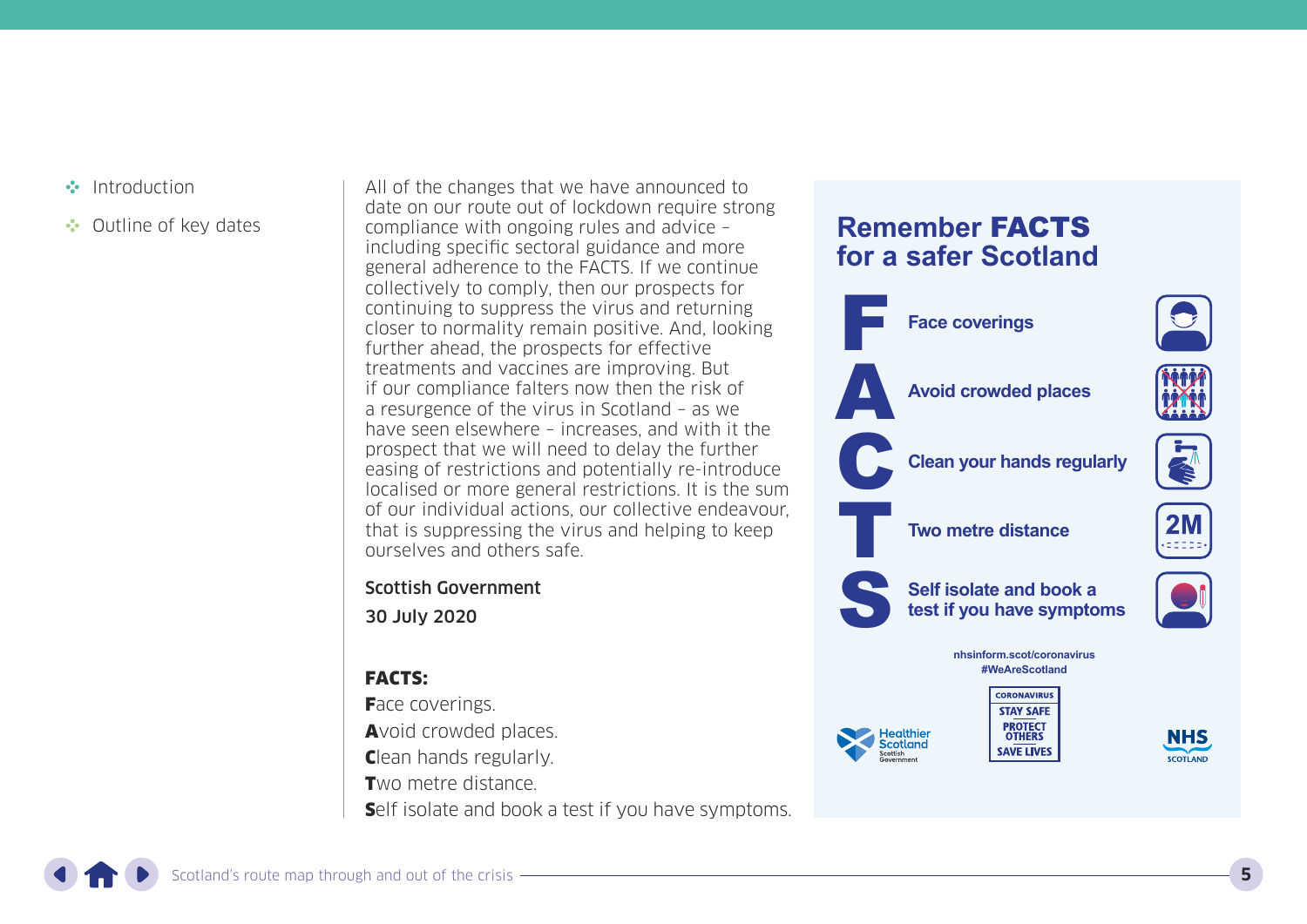- Introduction
- Outline of key dates

All of the changes that we have announced to date on our route out of lockdown require strong compliance with ongoing rules and advice – including specific sectoral guidance and more general adherence to the FACTS. If we continue collectively to comply, then our prospects for continuing to suppress the virus and returning closer to normality remain positive. And, looking further ahead, the prospects for effective treatments and vaccines are improving. But if our compliance falters now then the risk of a resurgence of the virus in Scotland – as we have seen elsewhere – increases, and with it the prospect that we will need to delay the further easing of restrictions and potentially re-introduce localised or more general restrictions. It is the sum of our individual actions, our collective endeavour, that is suppressing the virus and helping to keep ourselves and others safe.

**Scottish Government**

**30 July 2020**

**FACTS:**

**F**ace coverings.

**A**void crowded places.

**C**lean hands regularly.

**T**wo metre distance.

**S**elf isolate and book a test if you have symptoms.

## Remember **FACTS** for a safer Scotland

**F** Face coverings

**A** Avoid crowded places

**C** Clean your hands regularly

**T** Two metre distance

**S** Self isolate and book a test if you have symptoms

nhsinform.scot/coronavirus
#WeAreScotland

Healthier Scotland – Scottish Government

CORONAVIRUS – STAY SAFE – PROTECT OTHERS – SAVE LIVES

NHS SCOTLAND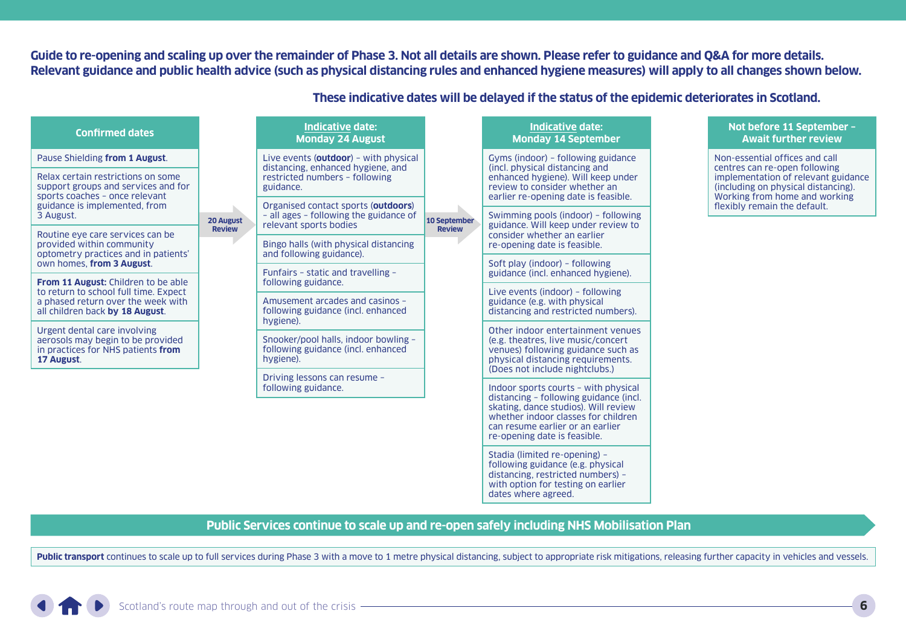**Guide to re-opening and scaling up over the remainder of Phase 3. Not all details are shown. Please refer to guidance and Q&A for more details. Relevant guidance and public health advice (such as physical distancing rules and enhanced hygiene measures) will apply to all changes shown below.**

**These indicative dates will be delayed if the status of the epidemic deteriorates in Scotland.**

### Confirmed dates

- Pause Shielding **from 1 August**.
- Relax certain restrictions on some support groups and services and for sports coaches – once relevant guidance is implemented, from 3 August.
- Routine eye care services can be provided within community optometry practices and in patients' own homes, **from 3 August**.
- **From 11 August:** Children to be able to return to school full time. Expect a phased return over the week with all children back **by 18 August**.
- Urgent dental care involving aerosols may begin to be provided in practices for NHS patients **from 17 August**.

**20 August Review**

### Indicative date: Monday 24 August

- Live events (**outdoor**) – with physical distancing, enhanced hygiene, and restricted numbers – following guidance.
- Organised contact sports (**outdoors**) – all ages – following the guidance of relevant sports bodies
- Bingo halls (with physical distancing and following guidance).
- Funfairs – static and travelling – following guidance.
- Amusement arcades and casinos – following guidance (incl. enhanced hygiene).
- Snooker/pool halls, indoor bowling – following guidance (incl. enhanced hygiene).
- Driving lessons can resume – following guidance.

**10 September Review**

### Indicative date: Monday 14 September

- Gyms (indoor) – following guidance (incl. physical distancing and enhanced hygiene). Will keep under review to consider whether an earlier re-opening date is feasible.
- Swimming pools (indoor) – following guidance. Will keep under review to consider whether an earlier re-opening date is feasible.
- Soft play (indoor) – following guidance (incl. enhanced hygiene).
- Live events (indoor) – following guidance (e.g. with physical distancing and restricted numbers).
- Other indoor entertainment venues (e.g. theatres, live music/concert venues) following guidance such as physical distancing requirements. (Does not include nightclubs.)
- Indoor sports courts – with physical distancing – following guidance (incl. skating, dance studios). Will review whether indoor classes for children can resume earlier or an earlier re-opening date is feasible.
- Stadia (limited re-opening) – following guidance (e.g. physical distancing, restricted numbers) – with option for testing on earlier dates where agreed.

### Not before 11 September – Await further review

- Non-essential offices and call centres can re-open following implementation of relevant guidance (including on physical distancing). Working from home and working flexibly remain the default.

**Public Services continue to scale up and re-open safely including NHS Mobilisation Plan**

**Public transport** continues to scale up to full services during Phase 3 with a move to 1 metre physical distancing, subject to appropriate risk mitigations, releasing further capacity in vehicles and vessels.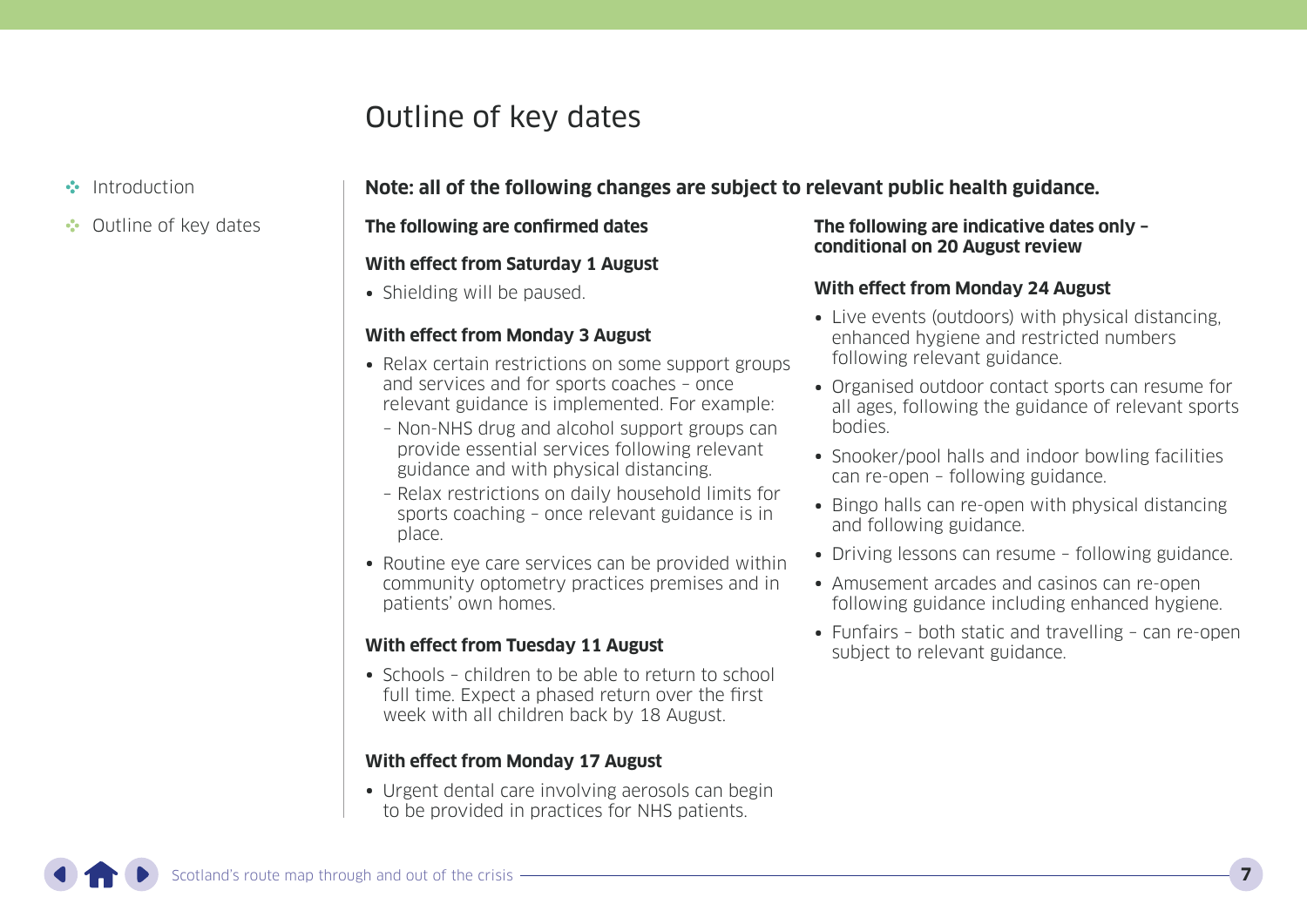# Outline of key dates

**Note: all of the following changes are subject to relevant public health guidance.**

**The following are confirmed dates**

### With effect from Saturday 1 August

- Shielding will be paused.

### With effect from Monday 3 August

- Relax certain restrictions on some support groups and services and for sports coaches – once relevant guidance is implemented. For example:
  - Non-NHS drug and alcohol support groups can provide essential services following relevant guidance and with physical distancing.
  - Relax restrictions on daily household limits for sports coaching – once relevant guidance is in place.
- Routine eye care services can be provided within community optometry practices premises and in patients' own homes.

### With effect from Tuesday 11 August

- Schools – children to be able to return to school full time. Expect a phased return over the first week with all children back by 18 August.

### With effect from Monday 17 August

- Urgent dental care involving aerosols can begin to be provided in practices for NHS patients.

**The following are indicative dates only – conditional on 20 August review**

### With effect from Monday 24 August

- Live events (outdoors) with physical distancing, enhanced hygiene and restricted numbers following relevant guidance.
- Organised outdoor contact sports can resume for all ages, following the guidance of relevant sports bodies.
- Snooker/pool halls and indoor bowling facilities can re-open – following guidance.
- Bingo halls can re-open with physical distancing and following guidance.
- Driving lessons can resume – following guidance.
- Amusement arcades and casinos can re-open following guidance including enhanced hygiene.
- Funfairs – both static and travelling – can re-open subject to relevant guidance.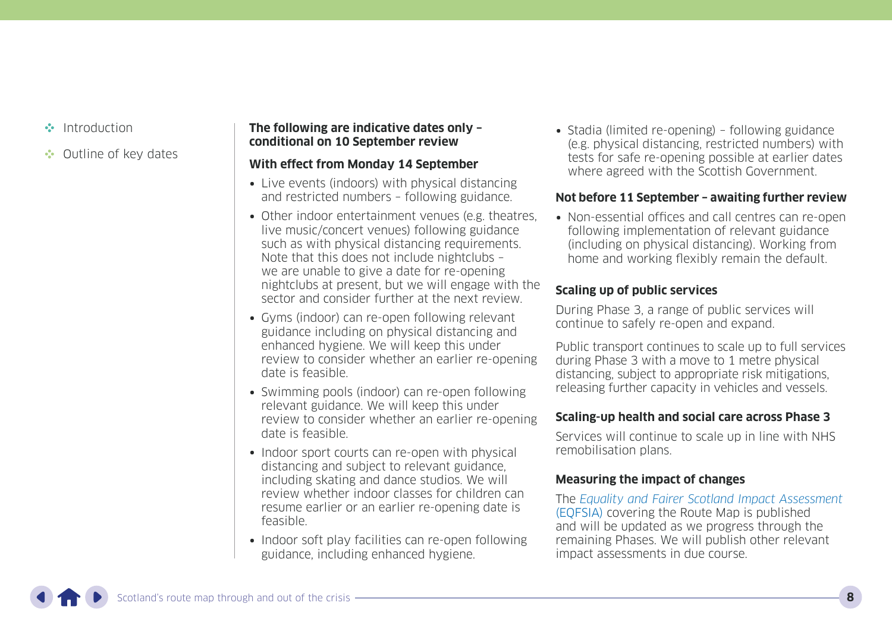**The following are indicative dates only – conditional on 10 September review**

**With effect from Monday 14 September**

- Live events (indoors) with physical distancing and restricted numbers – following guidance.
- Other indoor entertainment venues (e.g. theatres, live music/concert venues) following guidance such as with physical distancing requirements. Note that this does not include nightclubs – we are unable to give a date for re-opening nightclubs at present, but we will engage with the sector and consider further at the next review.
- Gyms (indoor) can re-open following relevant guidance including on physical distancing and enhanced hygiene. We will keep this under review to consider whether an earlier re-opening date is feasible.
- Swimming pools (indoor) can re-open following relevant guidance. We will keep this under review to consider whether an earlier re-opening date is feasible.
- Indoor sport courts can re-open with physical distancing and subject to relevant guidance, including skating and dance studios. We will review whether indoor classes for children can resume earlier or an earlier re-opening date is feasible.
- Indoor soft play facilities can re-open following guidance, including enhanced hygiene.
- Stadia (limited re-opening) – following guidance (e.g. physical distancing, restricted numbers) with tests for safe re-opening possible at earlier dates where agreed with the Scottish Government.

**Not before 11 September – awaiting further review**

- Non-essential offices and call centres can re-open following implementation of relevant guidance (including on physical distancing). Working from home and working flexibly remain the default.

### Scaling up of public services

During Phase 3, a range of public services will continue to safely re-open and expand.

Public transport continues to scale up to full services during Phase 3 with a move to 1 metre physical distancing, subject to appropriate risk mitigations, releasing further capacity in vehicles and vessels.

### Scaling-up health and social care across Phase 3

Services will continue to scale up in line with NHS remobilisation plans.

### Measuring the impact of changes

The *Equality and Fairer Scotland Impact Assessment* (EQFSIA) covering the Route Map is published and will be updated as we progress through the remaining Phases. We will publish other relevant impact assessments in due course.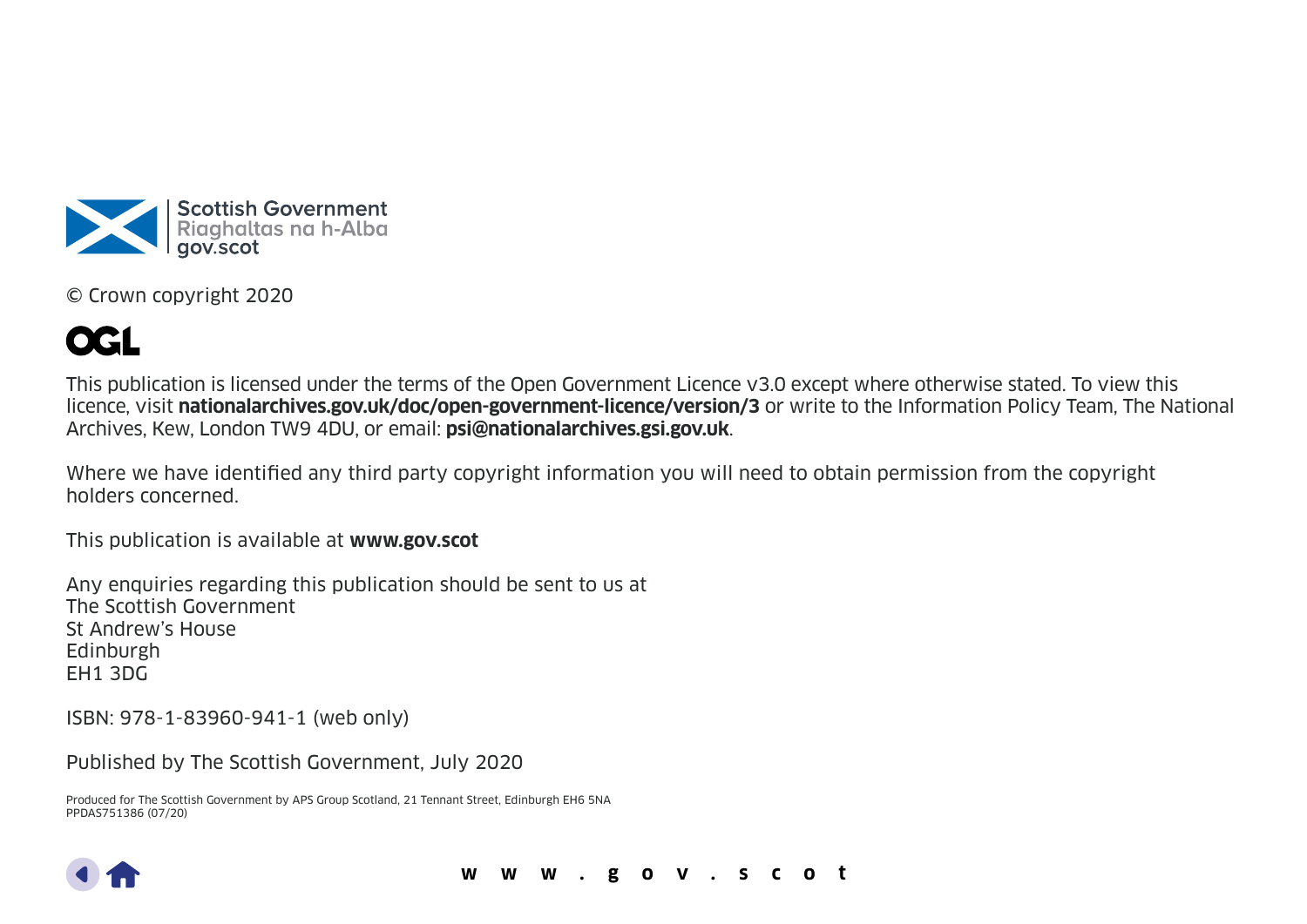Scottish Government
Riaghaltas na h-Alba
gov.scot

© Crown copyright 2020

OGL

This publication is licensed under the terms of the Open Government Licence v3.0 except where otherwise stated. To view this licence, visit **nationalarchives.gov.uk/doc/open-government-licence/version/3** or write to the Information Policy Team, The National Archives, Kew, London TW9 4DU, or email: **psi@nationalarchives.gsi.gov.uk**.

Where we have identified any third party copyright information you will need to obtain permission from the copyright holders concerned.

This publication is available at **www.gov.scot**

Any enquiries regarding this publication should be sent to us at
The Scottish Government
St Andrew's House
Edinburgh
EH1 3DG

ISBN: 978-1-83960-941-1 (web only)

Published by The Scottish Government, July 2020

Produced for The Scottish Government by APS Group Scotland, 21 Tennant Street, Edinburgh EH6 5NA
PPDAS751386 (07/20)

**w w w . g o v . s c o t**